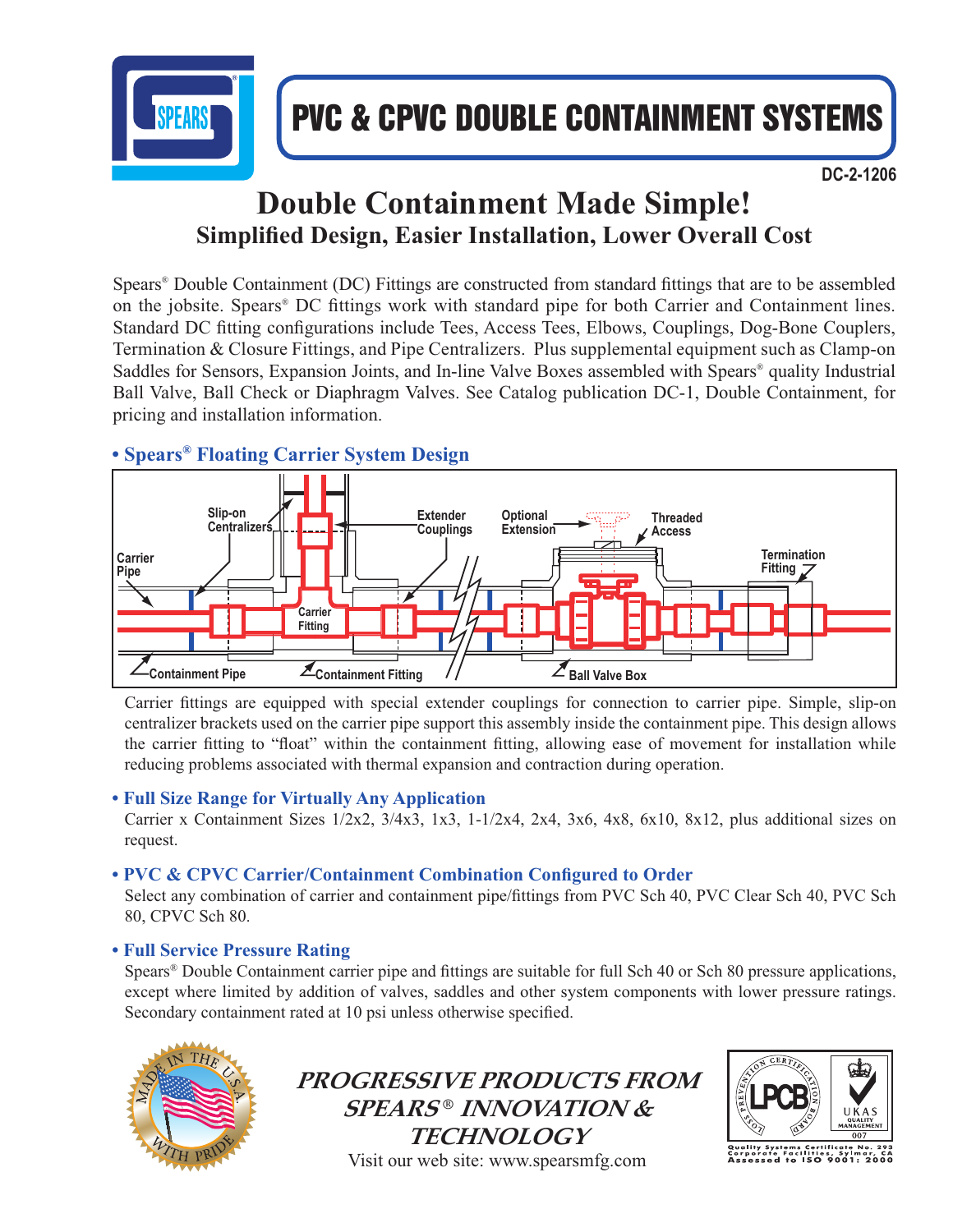# PVC & CPVC DOUBLE CONTAINMENT SYSTEMS

DC-2-1206

## Double Containment Made Simple!

### Simplified Design, Easier Installation, Lower Overall Cost

Spears® Double Containment (DC) Fittings are constructed from standard fittings that are to be assembled on the jobsite. Spears® DC fittings work with standard pipe for both Carrier and Containment lines. Standard DC fitting configurations include Tees, Access Tees, Elbows, Couplings, Dog-Bone Couplers, Termination & Closure Fittings, and Pipe Centralizers. Plus supplemental equipment such as Clamp-on Saddles for Sensors, Expansion Joints, and In-line Valve Boxes assembled with Spears® quality Industrial Ball Valve, Ball Check or Diaphragm Valves. See Catalog publication DC-1, Double Containment, for pricing and installation information.

### • Spears® Floating Carrier System Design

Carrier Pipe · Slip-on Centralizers · Carrier Fitting · Extender Couplings · Optional Extension · Threaded Access · Termination Fitting · Containment Pipe · Containment Fitting · Ball Valve Box

Carrier fittings are equipped with special extender couplings for connection to carrier pipe. Simple, slip-on centralizer brackets used on the carrier pipe support this assembly inside the containment pipe. This design allows the carrier fitting to "float" within the containment fitting, allowing ease of movement for installation while reducing problems associated with thermal expansion and contraction during operation.

### • Full Size Range for Virtually Any Application

Carrier x Containment Sizes 1/2x2, 3/4x3, 1x3, 1-1/2x4, 2x4, 3x6, 4x8, 6x10, 8x12, plus additional sizes on request.

### • PVC & CPVC Carrier/Containment Combination Configured to Order

Select any combination of carrier and containment pipe/fittings from PVC Sch 40, PVC Clear Sch 40, PVC Sch 80, CPVC Sch 80.

### • Full Service Pressure Rating

Spears® Double Containment carrier pipe and fittings are suitable for full Sch 40 or Sch 80 pressure applications, except where limited by addition of valves, saddles and other system components with lower pressure ratings. Secondary containment rated at 10 psi unless otherwise specified.

MADE IN THE U.S.A. WITH PRIDE

***PROGRESSIVE PRODUCTS FROM SPEARS® INNOVATION & TECHNOLOGY***

Visit our web site: www.spearsmfg.com

LPCB · LOSS PREVENTION CERTIFICATION BOARD · UKAS QUALITY MANAGEMENT 007

Quality Systems Certificate No. 293
Corporate Facilities, Sylmar, CA
Assessed to ISO 9001: 2000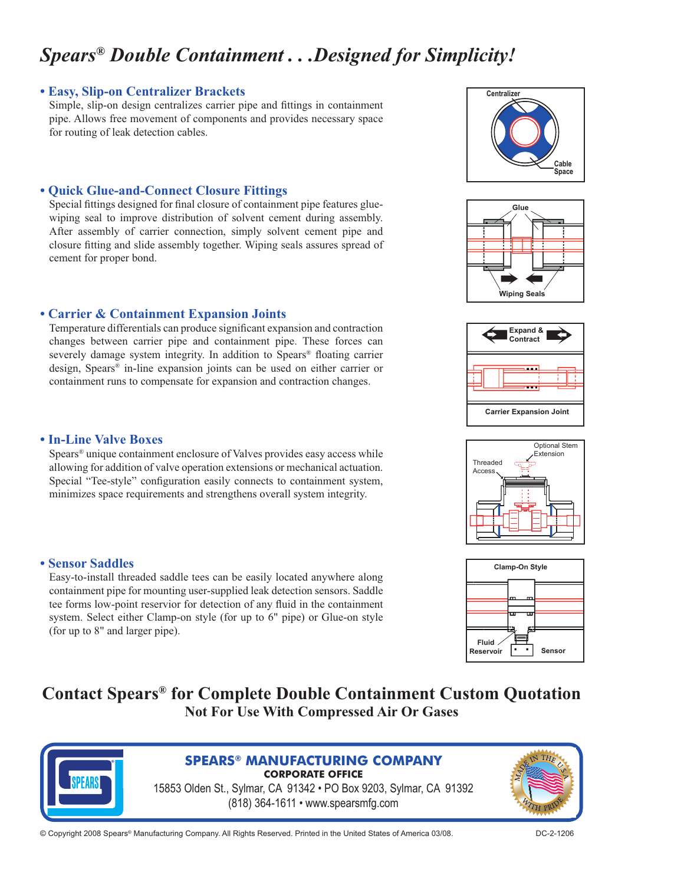# *Spears® Double Containment . . .Designed for Simplicity!*

## • Easy, Slip-on Centralizer Brackets

Simple, slip-on design centralizes carrier pipe and fittings in containment pipe. Allows free movement of components and provides necessary space for routing of leak detection cables.

Centralizer

Cable Space

## • Quick Glue-and-Connect Closure Fittings

Special fittings designed for final closure of containment pipe features glue-wiping seal to improve distribution of solvent cement during assembly. After assembly of carrier connection, simply solvent cement pipe and closure fitting and slide assembly together. Wiping seals assures spread of cement for proper bond.

Glue

Wiping Seals

## • Carrier & Containment Expansion Joints

Temperature differentials can produce significant expansion and contraction changes between carrier pipe and containment pipe. These forces can severely damage system integrity. In addition to Spears® floating carrier design, Spears® in-line expansion joints can be used on either carrier or containment runs to compensate for expansion and contraction changes.

Expand & Contract

Carrier Expansion Joint

## • In-Line Valve Boxes

Spears® unique containment enclosure of Valves provides easy access while allowing for addition of valve operation extensions or mechanical actuation. Special "Tee-style" configuration easily connects to containment system, minimizes space requirements and strengthens overall system integrity.

Optional Stem Extension

Threaded Access

## • Sensor Saddles

Easy-to-install threaded saddle tees can be easily located anywhere along containment pipe for mounting user-supplied leak detection sensors. Saddle tee forms low-point reservior for detection of any fluid in the containment system. Select either Clamp-on style (for up to 6" pipe) or Glue-on style (for up to 8" and larger pipe).

Clamp-On Style

Fluid Reservoir

Sensor

# Contact Spears® for Complete Double Containment Custom Quotation

## Not For Use With Compressed Air Or Gases

**SPEARS® MANUFACTURING COMPANY**
**CORPORATE OFFICE**
15853 Olden St., Sylmar, CA 91342 • PO Box 9203, Sylmar, CA 91392
(818) 364-1611 • www.spearsmfg.com

MADE IN THE U.S.A. WITH PRIDE

© Copyright 2008 Spears® Manufacturing Company. All Rights Reserved. Printed in the United States of America 03/08. DC-2-1206